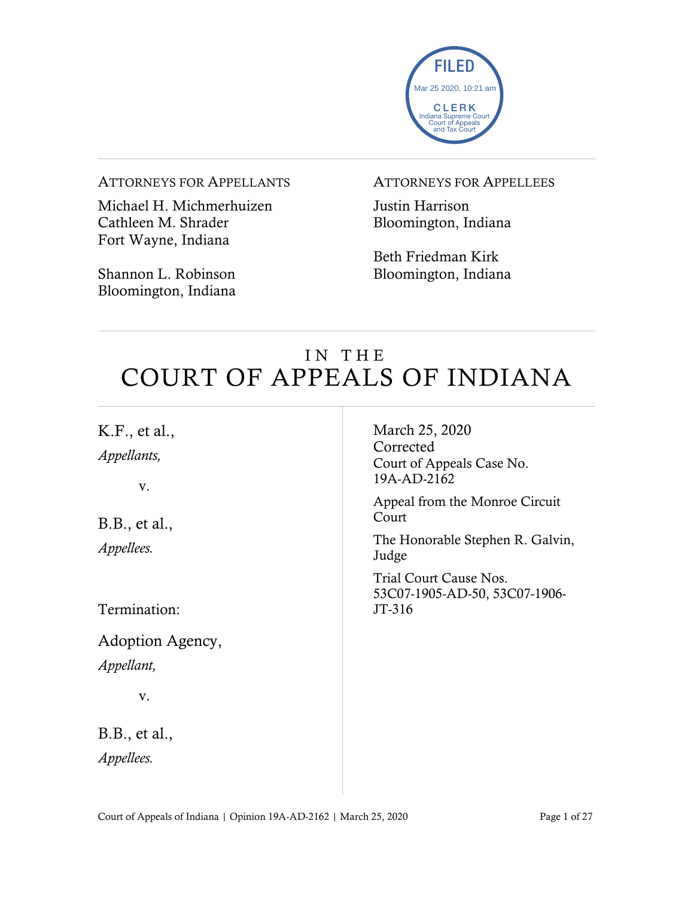FILED
Mar 25 2020, 10:21 am
CLERK
Indiana Supreme Court
Court of Appeals
and Tax Court

ATTORNEYS FOR APPELLANTS

Michael H. Michmerhuizen
Cathleen M. Shrader
Fort Wayne, Indiana

Shannon L. Robinson
Bloomington, Indiana

ATTORNEYS FOR APPELLEES

Justin Harrison
Bloomington, Indiana

Beth Friedman Kirk
Bloomington, Indiana

# IN THE COURT OF APPEALS OF INDIANA

K.F., et al.,
*Appellants,*

v.

B.B., et al.,
*Appellees.*

Termination:

Adoption Agency,
*Appellant,*

v.

B.B., et al.,
*Appellees.*

March 25, 2020
Corrected
Court of Appeals Case No. 19A-AD-2162

Appeal from the Monroe Circuit Court

The Honorable Stephen R. Galvin, Judge

Trial Court Cause Nos. 53C07-1905-AD-50, 53C07-1906-JT-316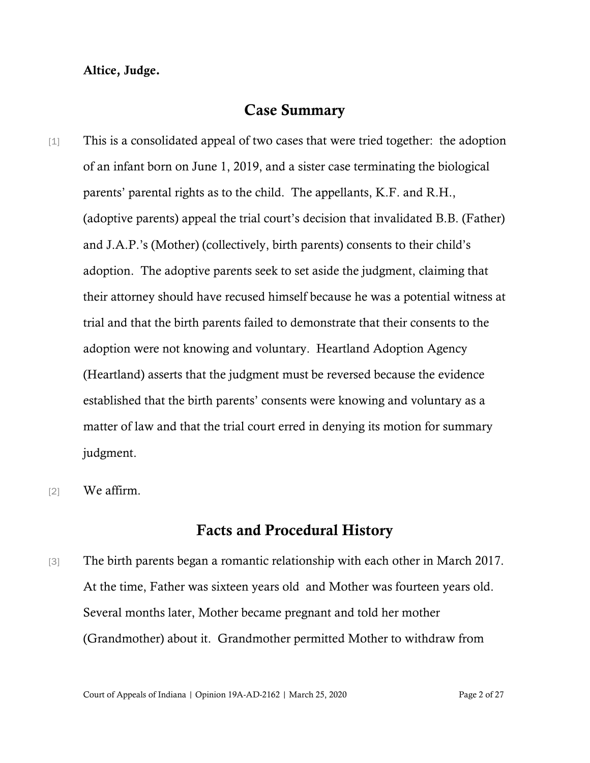**Altice, Judge.**

## Case Summary

[1] This is a consolidated appeal of two cases that were tried together: the adoption of an infant born on June 1, 2019, and a sister case terminating the biological parents' parental rights as to the child. The appellants, K.F. and R.H., (adoptive parents) appeal the trial court's decision that invalidated B.B. (Father) and J.A.P.'s (Mother) (collectively, birth parents) consents to their child's adoption. The adoptive parents seek to set aside the judgment, claiming that their attorney should have recused himself because he was a potential witness at trial and that the birth parents failed to demonstrate that their consents to the adoption were not knowing and voluntary. Heartland Adoption Agency (Heartland) asserts that the judgment must be reversed because the evidence established that the birth parents' consents were knowing and voluntary as a matter of law and that the trial court erred in denying its motion for summary judgment.

[2] We affirm.

## Facts and Procedural History

[3] The birth parents began a romantic relationship with each other in March 2017. At the time, Father was sixteen years old and Mother was fourteen years old. Several months later, Mother became pregnant and told her mother (Grandmother) about it. Grandmother permitted Mother to withdraw from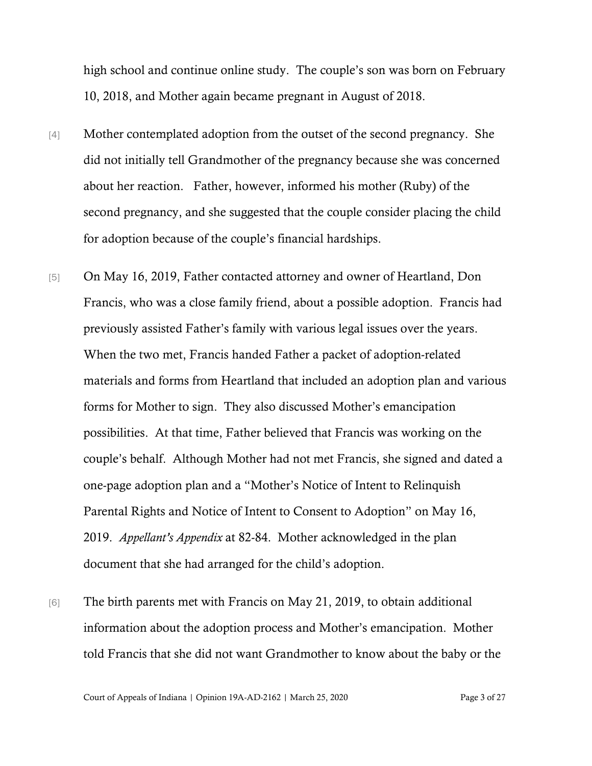high school and continue online study. The couple's son was born on February 10, 2018, and Mother again became pregnant in August of 2018.

[4] Mother contemplated adoption from the outset of the second pregnancy. She did not initially tell Grandmother of the pregnancy because she was concerned about her reaction. Father, however, informed his mother (Ruby) of the second pregnancy, and she suggested that the couple consider placing the child for adoption because of the couple's financial hardships.

[5] On May 16, 2019, Father contacted attorney and owner of Heartland, Don Francis, who was a close family friend, about a possible adoption. Francis had previously assisted Father's family with various legal issues over the years. When the two met, Francis handed Father a packet of adoption-related materials and forms from Heartland that included an adoption plan and various forms for Mother to sign. They also discussed Mother's emancipation possibilities. At that time, Father believed that Francis was working on the couple's behalf. Although Mother had not met Francis, she signed and dated a one-page adoption plan and a "Mother's Notice of Intent to Relinquish Parental Rights and Notice of Intent to Consent to Adoption" on May 16, 2019. *Appellant's Appendix* at 82-84. Mother acknowledged in the plan document that she had arranged for the child's adoption.

[6] The birth parents met with Francis on May 21, 2019, to obtain additional information about the adoption process and Mother's emancipation. Mother told Francis that she did not want Grandmother to know about the baby or the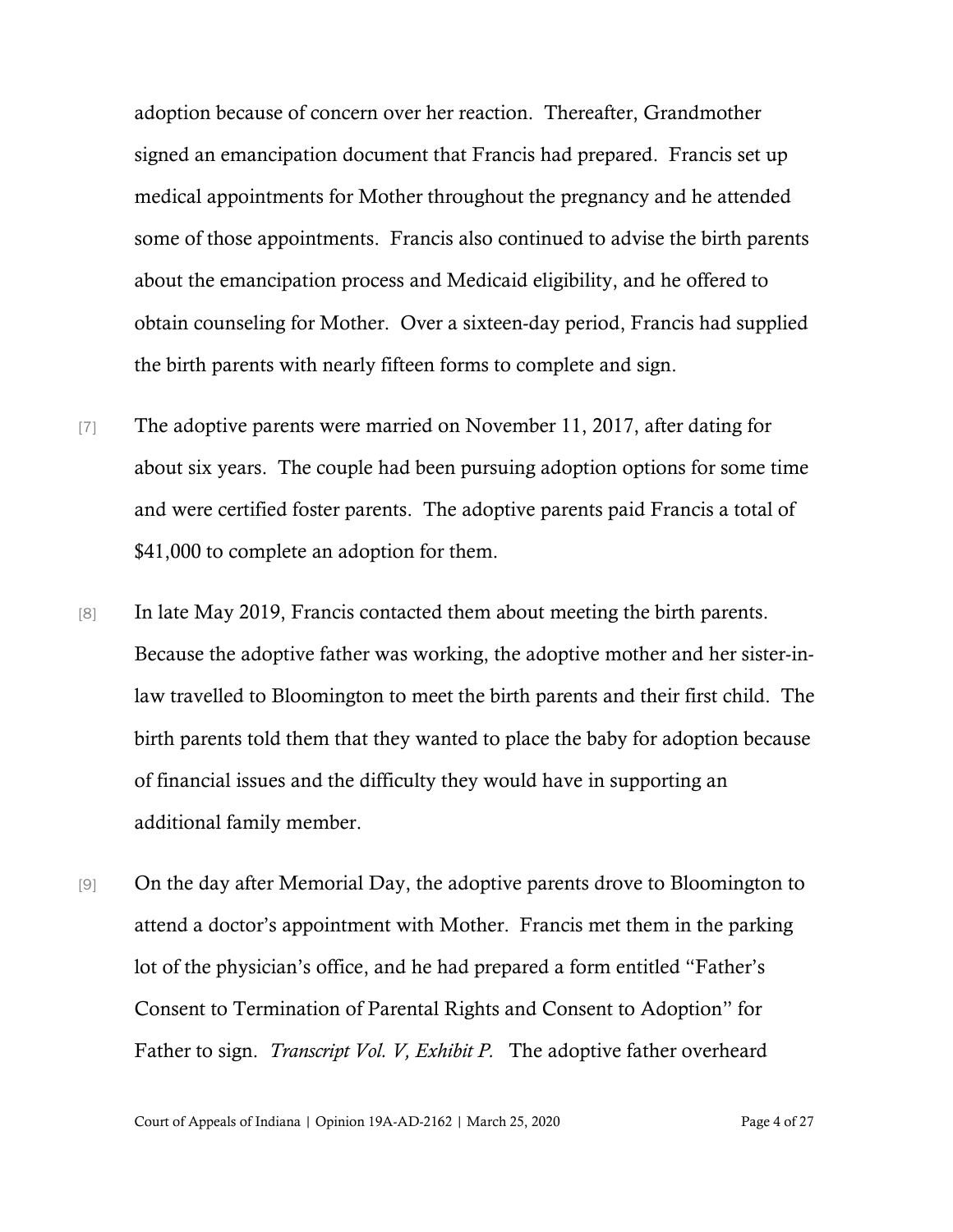adoption because of concern over her reaction. Thereafter, Grandmother signed an emancipation document that Francis had prepared. Francis set up medical appointments for Mother throughout the pregnancy and he attended some of those appointments. Francis also continued to advise the birth parents about the emancipation process and Medicaid eligibility, and he offered to obtain counseling for Mother. Over a sixteen-day period, Francis had supplied the birth parents with nearly fifteen forms to complete and sign.

[7] The adoptive parents were married on November 11, 2017, after dating for about six years. The couple had been pursuing adoption options for some time and were certified foster parents. The adoptive parents paid Francis a total of $41,000 to complete an adoption for them.

[8] In late May 2019, Francis contacted them about meeting the birth parents. Because the adoptive father was working, the adoptive mother and her sister-in-law travelled to Bloomington to meet the birth parents and their first child. The birth parents told them that they wanted to place the baby for adoption because of financial issues and the difficulty they would have in supporting an additional family member.

[9] On the day after Memorial Day, the adoptive parents drove to Bloomington to attend a doctor's appointment with Mother. Francis met them in the parking lot of the physician's office, and he had prepared a form entitled "Father's Consent to Termination of Parental Rights and Consent to Adoption" for Father to sign. *Transcript Vol. V, Exhibit P.* The adoptive father overheard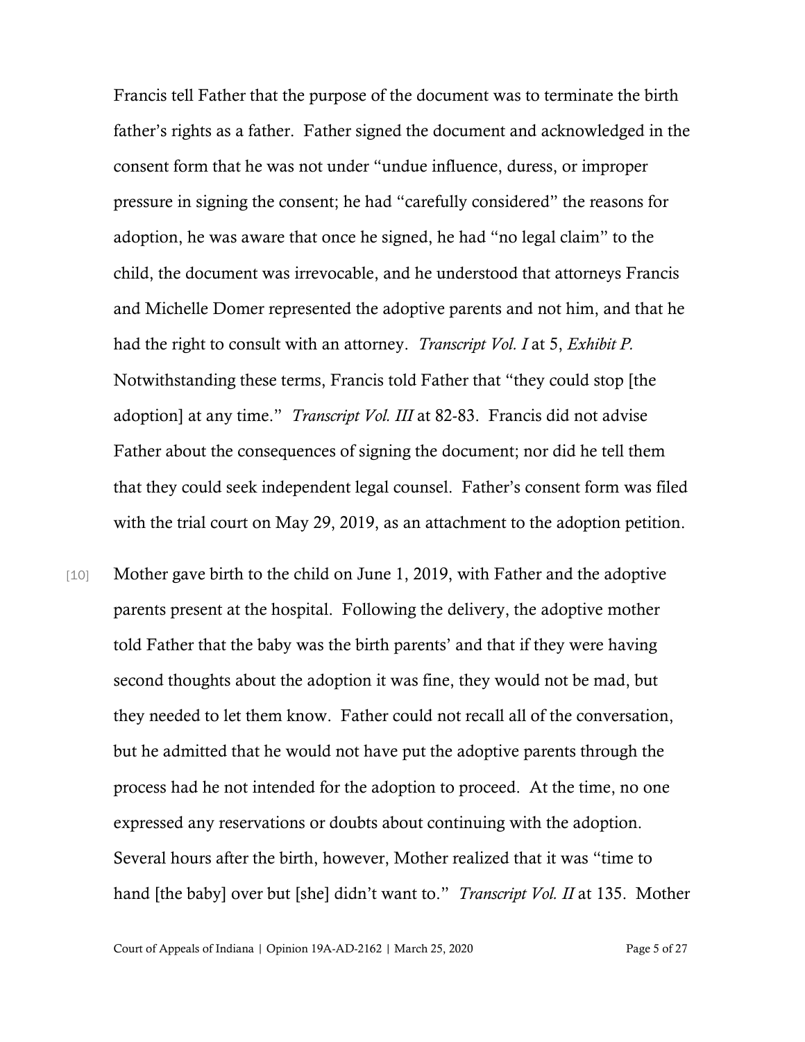Francis tell Father that the purpose of the document was to terminate the birth father's rights as a father. Father signed the document and acknowledged in the consent form that he was not under "undue influence, duress, or improper pressure in signing the consent; he had "carefully considered" the reasons for adoption, he was aware that once he signed, he had "no legal claim" to the child, the document was irrevocable, and he understood that attorneys Francis and Michelle Domer represented the adoptive parents and not him, and that he had the right to consult with an attorney. *Transcript Vol. I* at 5, *Exhibit P.* Notwithstanding these terms, Francis told Father that "they could stop [the adoption] at any time." *Transcript Vol. III* at 82-83. Francis did not advise Father about the consequences of signing the document; nor did he tell them that they could seek independent legal counsel. Father's consent form was filed with the trial court on May 29, 2019, as an attachment to the adoption petition.

[10] Mother gave birth to the child on June 1, 2019, with Father and the adoptive parents present at the hospital. Following the delivery, the adoptive mother told Father that the baby was the birth parents' and that if they were having second thoughts about the adoption it was fine, they would not be mad, but they needed to let them know. Father could not recall all of the conversation, but he admitted that he would not have put the adoptive parents through the process had he not intended for the adoption to proceed. At the time, no one expressed any reservations or doubts about continuing with the adoption. Several hours after the birth, however, Mother realized that it was "time to hand [the baby] over but [she] didn't want to." *Transcript Vol. II* at 135. Mother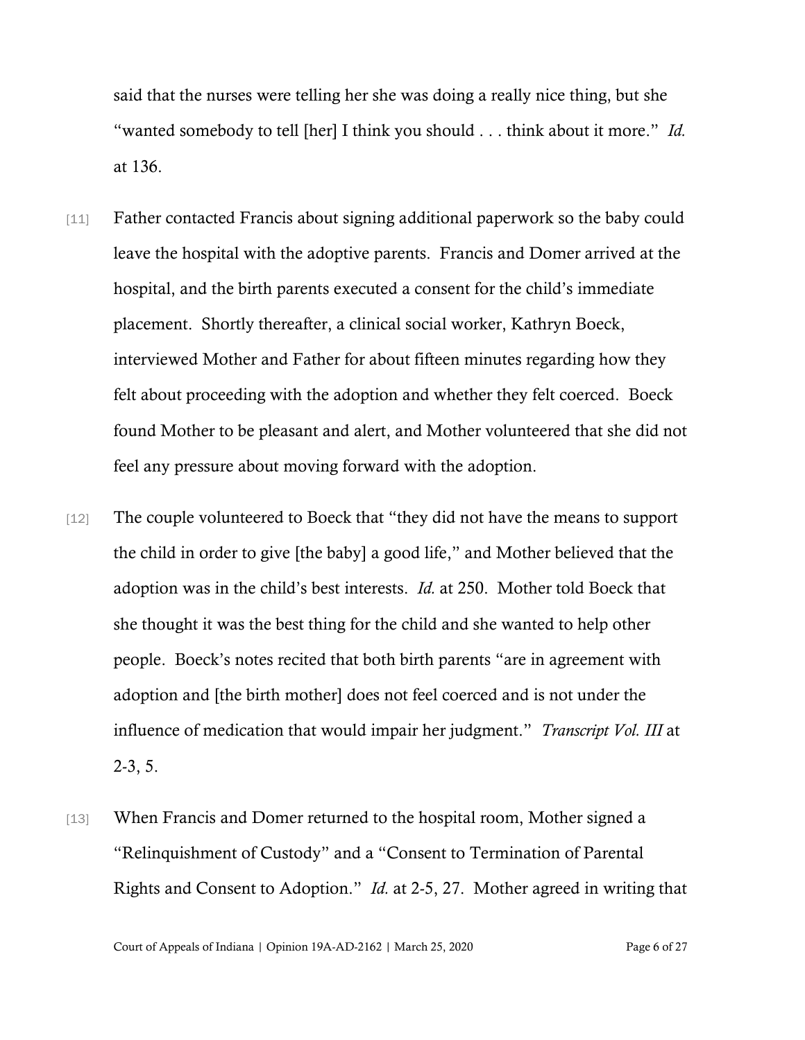said that the nurses were telling her she was doing a really nice thing, but she "wanted somebody to tell [her] I think you should . . . think about it more." *Id.* at 136.

[11] Father contacted Francis about signing additional paperwork so the baby could leave the hospital with the adoptive parents. Francis and Domer arrived at the hospital, and the birth parents executed a consent for the child's immediate placement. Shortly thereafter, a clinical social worker, Kathryn Boeck, interviewed Mother and Father for about fifteen minutes regarding how they felt about proceeding with the adoption and whether they felt coerced. Boeck found Mother to be pleasant and alert, and Mother volunteered that she did not feel any pressure about moving forward with the adoption.

[12] The couple volunteered to Boeck that "they did not have the means to support the child in order to give [the baby] a good life," and Mother believed that the adoption was in the child's best interests. *Id.* at 250. Mother told Boeck that she thought it was the best thing for the child and she wanted to help other people. Boeck's notes recited that both birth parents "are in agreement with adoption and [the birth mother] does not feel coerced and is not under the influence of medication that would impair her judgment." *Transcript Vol. III* at 2-3, 5.

[13] When Francis and Domer returned to the hospital room, Mother signed a "Relinquishment of Custody" and a "Consent to Termination of Parental Rights and Consent to Adoption." *Id.* at 2-5, 27. Mother agreed in writing that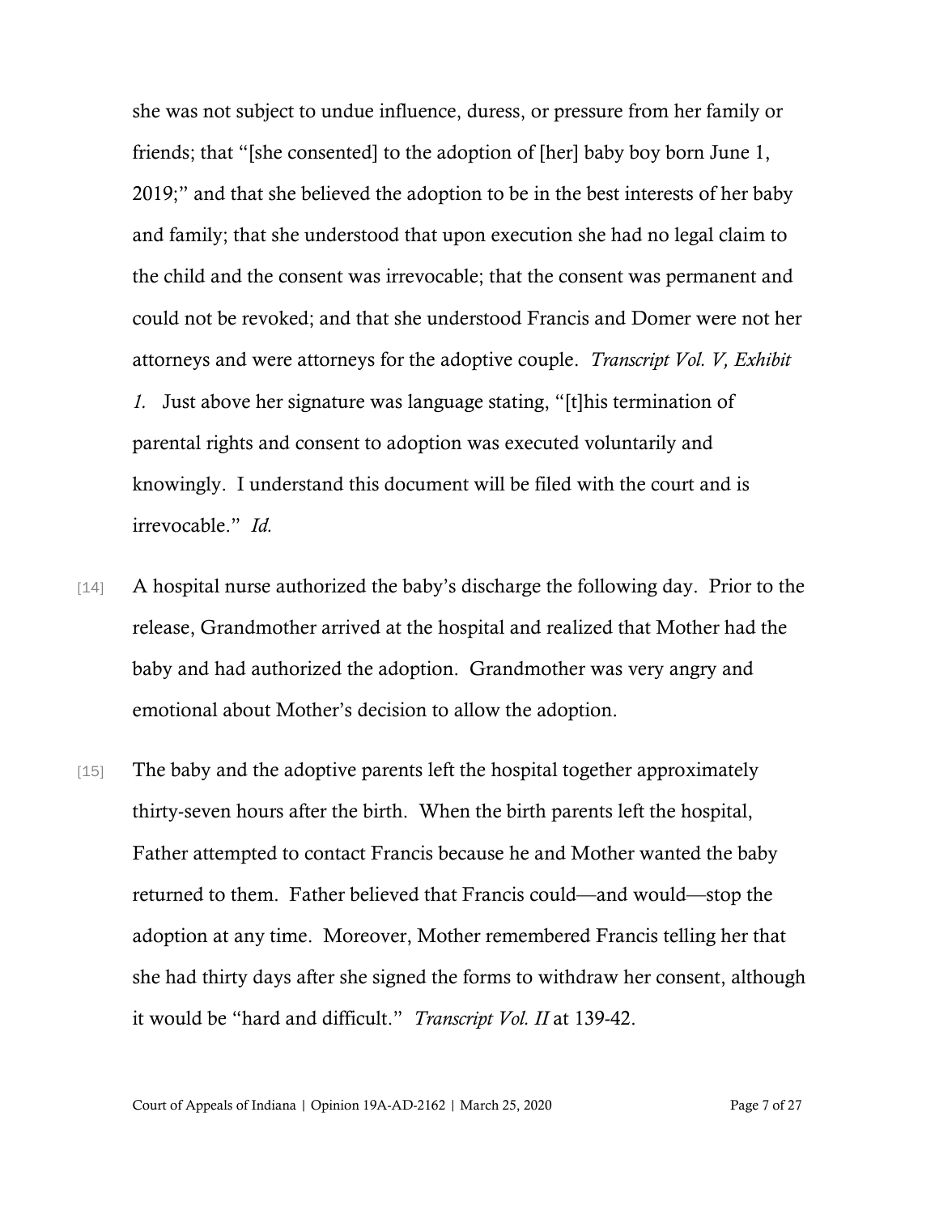she was not subject to undue influence, duress, or pressure from her family or friends; that "[she consented] to the adoption of [her] baby boy born June 1, 2019;" and that she believed the adoption to be in the best interests of her baby and family; that she understood that upon execution she had no legal claim to the child and the consent was irrevocable; that the consent was permanent and could not be revoked; and that she understood Francis and Domer were not her attorneys and were attorneys for the adoptive couple. *Transcript Vol. V, Exhibit 1.* Just above her signature was language stating, "[t]his termination of parental rights and consent to adoption was executed voluntarily and knowingly. I understand this document will be filed with the court and is irrevocable." *Id.*

[14] A hospital nurse authorized the baby's discharge the following day. Prior to the release, Grandmother arrived at the hospital and realized that Mother had the baby and had authorized the adoption. Grandmother was very angry and emotional about Mother's decision to allow the adoption.

[15] The baby and the adoptive parents left the hospital together approximately thirty-seven hours after the birth. When the birth parents left the hospital, Father attempted to contact Francis because he and Mother wanted the baby returned to them. Father believed that Francis could—and would—stop the adoption at any time. Moreover, Mother remembered Francis telling her that she had thirty days after she signed the forms to withdraw her consent, although it would be "hard and difficult." *Transcript Vol. II* at 139-42.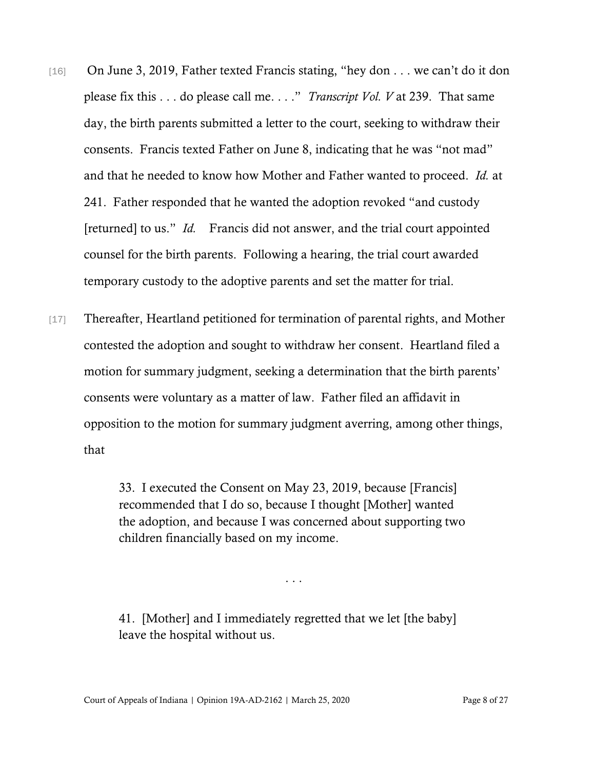[16] On June 3, 2019, Father texted Francis stating, "hey don . . . we can't do it don please fix this . . . do please call me. . . ." *Transcript Vol. V* at 239. That same day, the birth parents submitted a letter to the court, seeking to withdraw their consents. Francis texted Father on June 8, indicating that he was "not mad" and that he needed to know how Mother and Father wanted to proceed. *Id.* at 241. Father responded that he wanted the adoption revoked "and custody [returned] to us." *Id.* Francis did not answer, and the trial court appointed counsel for the birth parents. Following a hearing, the trial court awarded temporary custody to the adoptive parents and set the matter for trial.

[17] Thereafter, Heartland petitioned for termination of parental rights, and Mother contested the adoption and sought to withdraw her consent. Heartland filed a motion for summary judgment, seeking a determination that the birth parents' consents were voluntary as a matter of law. Father filed an affidavit in opposition to the motion for summary judgment averring, among other things, that

> 33. I executed the Consent on May 23, 2019, because [Francis] recommended that I do so, because I thought [Mother] wanted the adoption, and because I was concerned about supporting two children financially based on my income.
>
> . . .
>
> 41. [Mother] and I immediately regretted that we let [the baby] leave the hospital without us.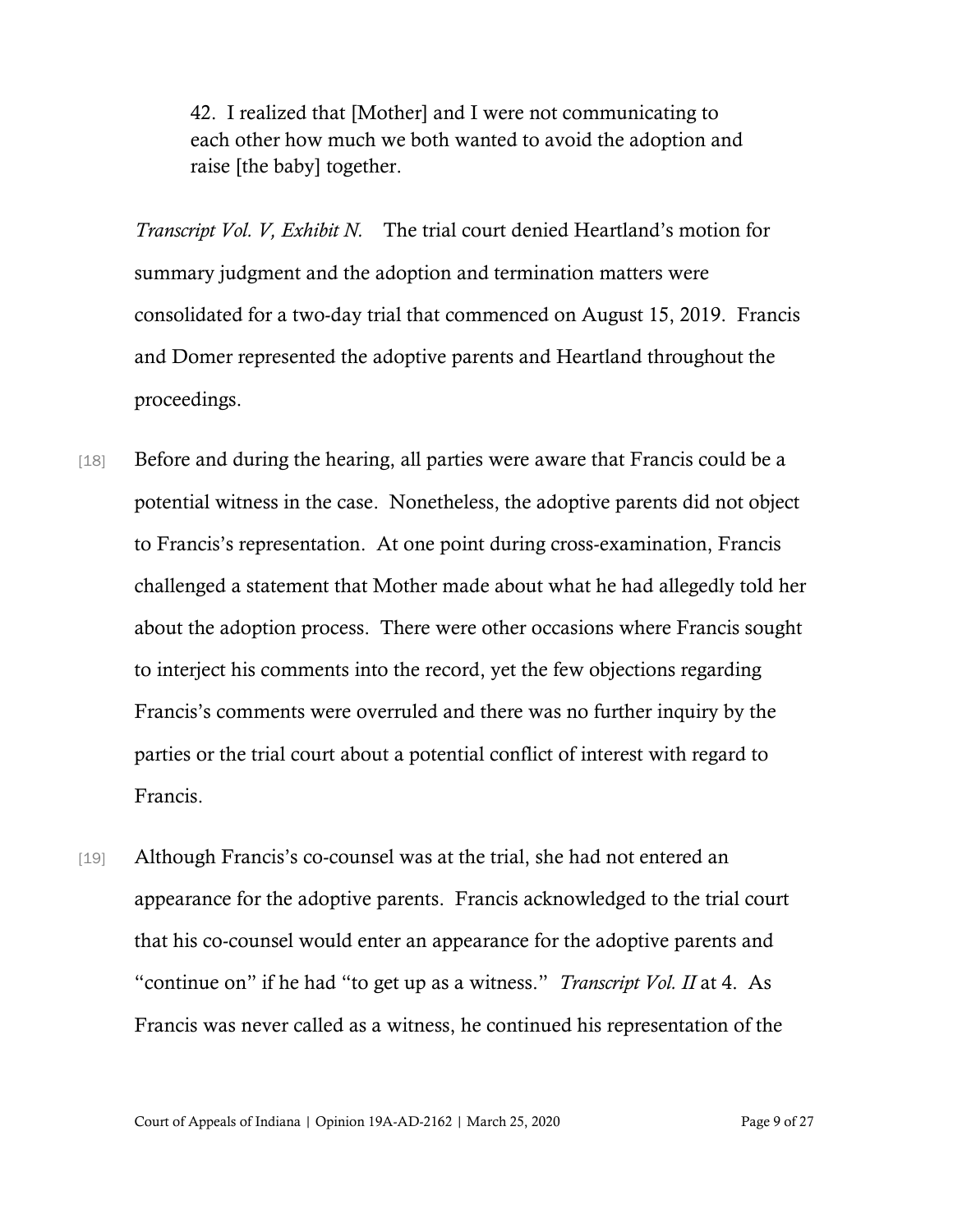> 42. I realized that [Mother] and I were not communicating to each other how much we both wanted to avoid the adoption and raise [the baby] together.

*Transcript Vol. V, Exhibit N.* The trial court denied Heartland's motion for summary judgment and the adoption and termination matters were consolidated for a two-day trial that commenced on August 15, 2019. Francis and Domer represented the adoptive parents and Heartland throughout the proceedings.

[18] Before and during the hearing, all parties were aware that Francis could be a potential witness in the case. Nonetheless, the adoptive parents did not object to Francis's representation. At one point during cross-examination, Francis challenged a statement that Mother made about what he had allegedly told her about the adoption process. There were other occasions where Francis sought to interject his comments into the record, yet the few objections regarding Francis's comments were overruled and there was no further inquiry by the parties or the trial court about a potential conflict of interest with regard to Francis.

[19] Although Francis's co-counsel was at the trial, she had not entered an appearance for the adoptive parents. Francis acknowledged to the trial court that his co-counsel would enter an appearance for the adoptive parents and "continue on" if he had "to get up as a witness." *Transcript Vol. II* at 4. As Francis was never called as a witness, he continued his representation of the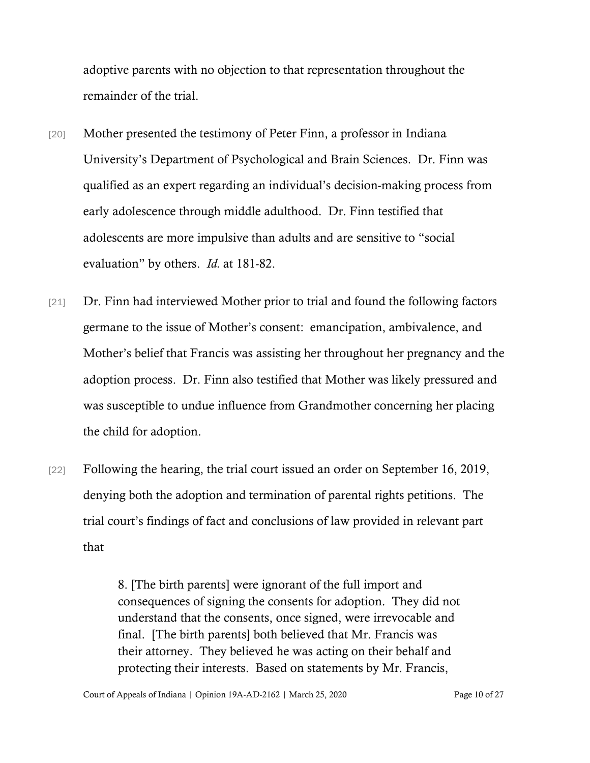adoptive parents with no objection to that representation throughout the remainder of the trial.

[20] Mother presented the testimony of Peter Finn, a professor in Indiana University's Department of Psychological and Brain Sciences. Dr. Finn was qualified as an expert regarding an individual's decision-making process from early adolescence through middle adulthood. Dr. Finn testified that adolescents are more impulsive than adults and are sensitive to "social evaluation" by others. *Id.* at 181-82.

[21] Dr. Finn had interviewed Mother prior to trial and found the following factors germane to the issue of Mother's consent: emancipation, ambivalence, and Mother's belief that Francis was assisting her throughout her pregnancy and the adoption process. Dr. Finn also testified that Mother was likely pressured and was susceptible to undue influence from Grandmother concerning her placing the child for adoption.

[22] Following the hearing, the trial court issued an order on September 16, 2019, denying both the adoption and termination of parental rights petitions. The trial court's findings of fact and conclusions of law provided in relevant part that

> 8. [The birth parents] were ignorant of the full import and consequences of signing the consents for adoption. They did not understand that the consents, once signed, were irrevocable and final. [The birth parents] both believed that Mr. Francis was their attorney. They believed he was acting on their behalf and protecting their interests. Based on statements by Mr. Francis,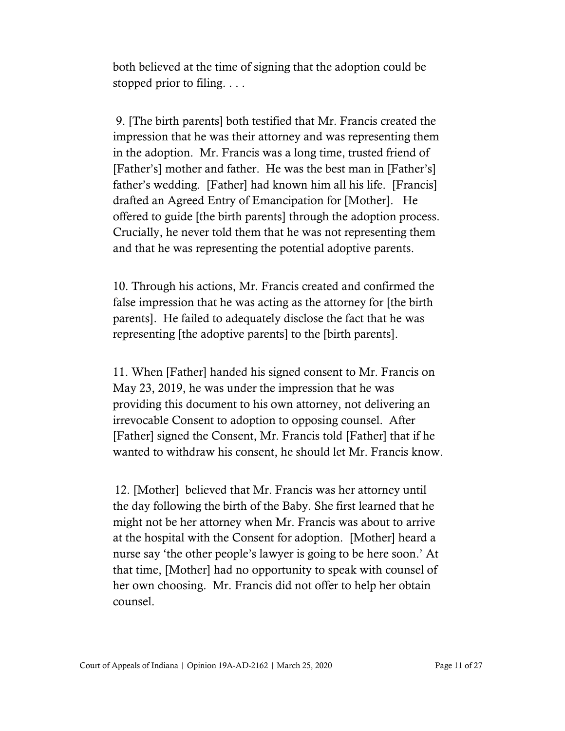both believed at the time of signing that the adoption could be stopped prior to filing. . . .

9. [The birth parents] both testified that Mr. Francis created the impression that he was their attorney and was representing them in the adoption. Mr. Francis was a long time, trusted friend of [Father's] mother and father. He was the best man in [Father's] father's wedding. [Father] had known him all his life. [Francis] drafted an Agreed Entry of Emancipation for [Mother]. He offered to guide [the birth parents] through the adoption process. Crucially, he never told them that he was not representing them and that he was representing the potential adoptive parents.

10. Through his actions, Mr. Francis created and confirmed the false impression that he was acting as the attorney for [the birth parents]. He failed to adequately disclose the fact that he was representing [the adoptive parents] to the [birth parents].

11. When [Father] handed his signed consent to Mr. Francis on May 23, 2019, he was under the impression that he was providing this document to his own attorney, not delivering an irrevocable Consent to adoption to opposing counsel. After [Father] signed the Consent, Mr. Francis told [Father] that if he wanted to withdraw his consent, he should let Mr. Francis know.

12. [Mother] believed that Mr. Francis was her attorney until the day following the birth of the Baby. She first learned that he might not be her attorney when Mr. Francis was about to arrive at the hospital with the Consent for adoption. [Mother] heard a nurse say 'the other people's lawyer is going to be here soon.' At that time, [Mother] had no opportunity to speak with counsel of her own choosing. Mr. Francis did not offer to help her obtain counsel.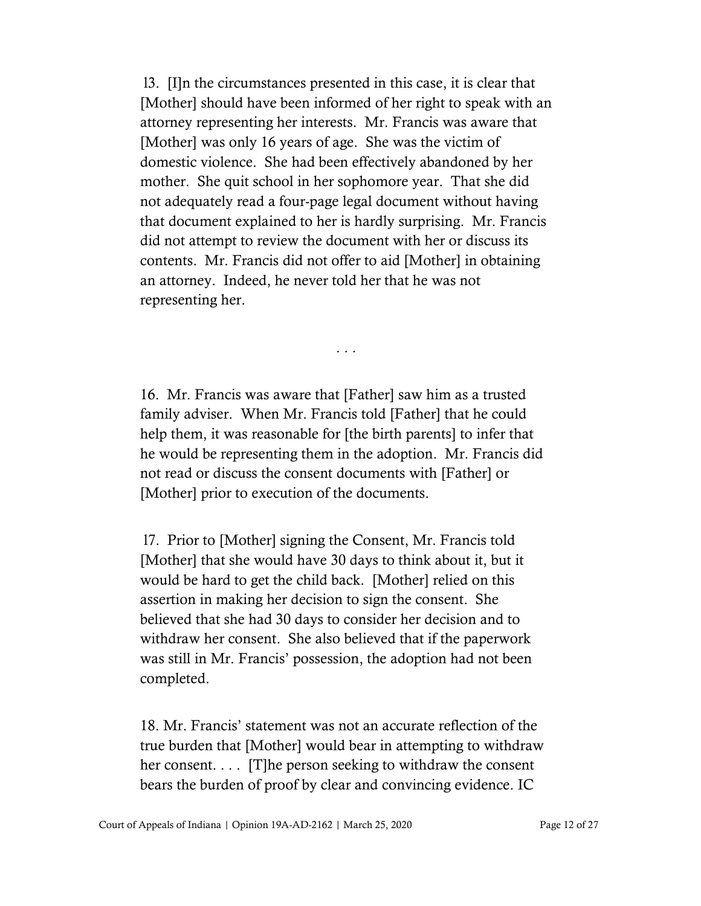13. [I]n the circumstances presented in this case, it is clear that [Mother] should have been informed of her right to speak with an attorney representing her interests. Mr. Francis was aware that [Mother] was only 16 years of age. She was the victim of domestic violence. She had been effectively abandoned by her mother. She quit school in her sophomore year. That she did not adequately read a four-page legal document without having that document explained to her is hardly surprising. Mr. Francis did not attempt to review the document with her or discuss its contents. Mr. Francis did not offer to aid [Mother] in obtaining an attorney. Indeed, he never told her that he was not representing her.

. . .

16. Mr. Francis was aware that [Father] saw him as a trusted family adviser. When Mr. Francis told [Father] that he could help them, it was reasonable for [the birth parents] to infer that he would be representing them in the adoption. Mr. Francis did not read or discuss the consent documents with [Father] or [Mother] prior to execution of the documents.

17. Prior to [Mother] signing the Consent, Mr. Francis told [Mother] that she would have 30 days to think about it, but it would be hard to get the child back. [Mother] relied on this assertion in making her decision to sign the consent. She believed that she had 30 days to consider her decision and to withdraw her consent. She also believed that if the paperwork was still in Mr. Francis' possession, the adoption had not been completed.

18. Mr. Francis' statement was not an accurate reflection of the true burden that [Mother] would bear in attempting to withdraw her consent. . . . [T]he person seeking to withdraw the consent bears the burden of proof by clear and convincing evidence. IC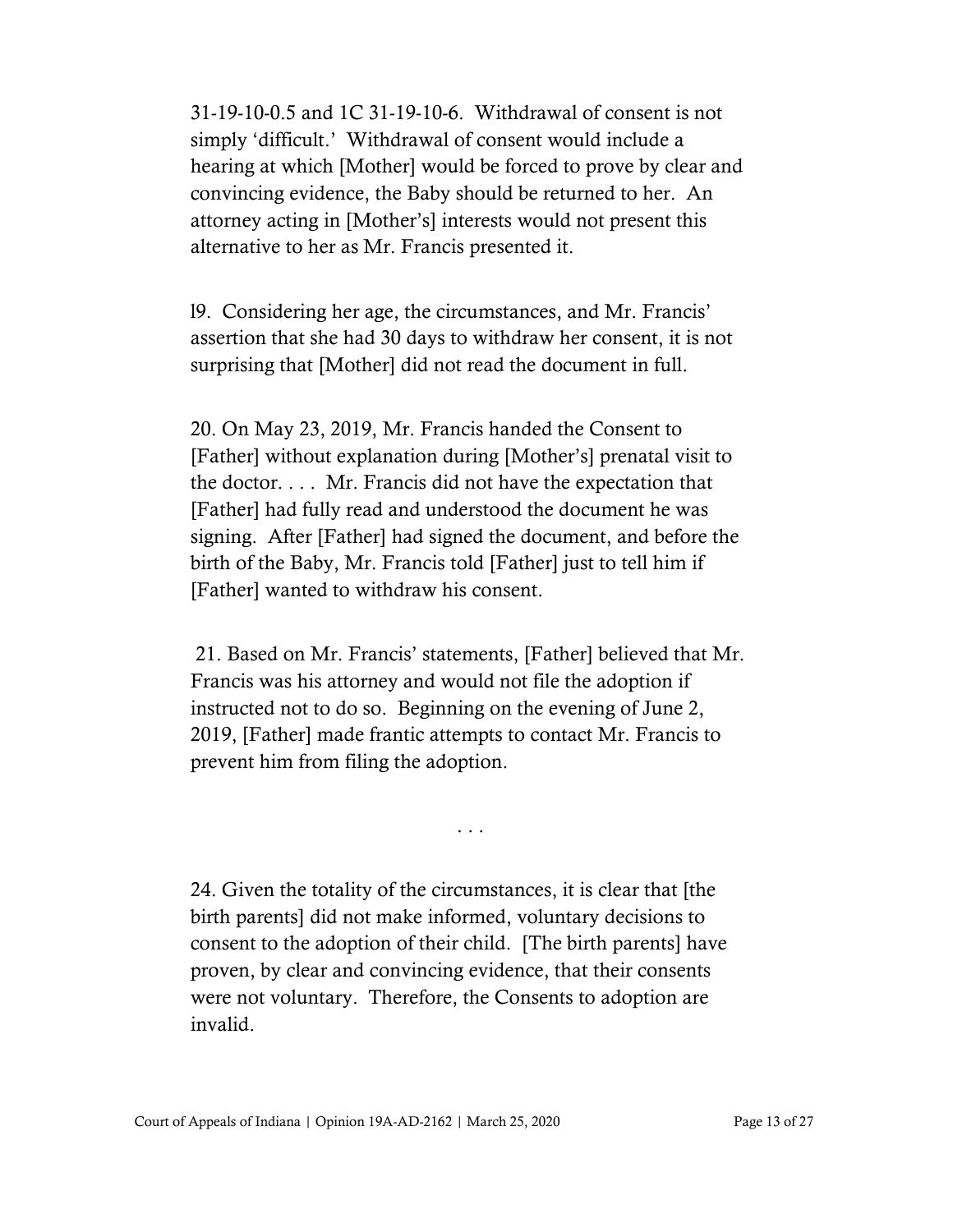31-19-10-0.5 and 1C 31-19-10-6. Withdrawal of consent is not simply 'difficult.' Withdrawal of consent would include a hearing at which [Mother] would be forced to prove by clear and convincing evidence, the Baby should be returned to her. An attorney acting in [Mother's] interests would not present this alternative to her as Mr. Francis presented it.

l9. Considering her age, the circumstances, and Mr. Francis' assertion that she had 30 days to withdraw her consent, it is not surprising that [Mother] did not read the document in full.

20. On May 23, 2019, Mr. Francis handed the Consent to [Father] without explanation during [Mother's] prenatal visit to the doctor. . . . Mr. Francis did not have the expectation that [Father] had fully read and understood the document he was signing. After [Father] had signed the document, and before the birth of the Baby, Mr. Francis told [Father] just to tell him if [Father] wanted to withdraw his consent.

21. Based on Mr. Francis' statements, [Father] believed that Mr. Francis was his attorney and would not file the adoption if instructed not to do so. Beginning on the evening of June 2, 2019, [Father] made frantic attempts to contact Mr. Francis to prevent him from filing the adoption.

. . .

24. Given the totality of the circumstances, it is clear that [the birth parents] did not make informed, voluntary decisions to consent to the adoption of their child. [The birth parents] have proven, by clear and convincing evidence, that their consents were not voluntary. Therefore, the Consents to adoption are invalid.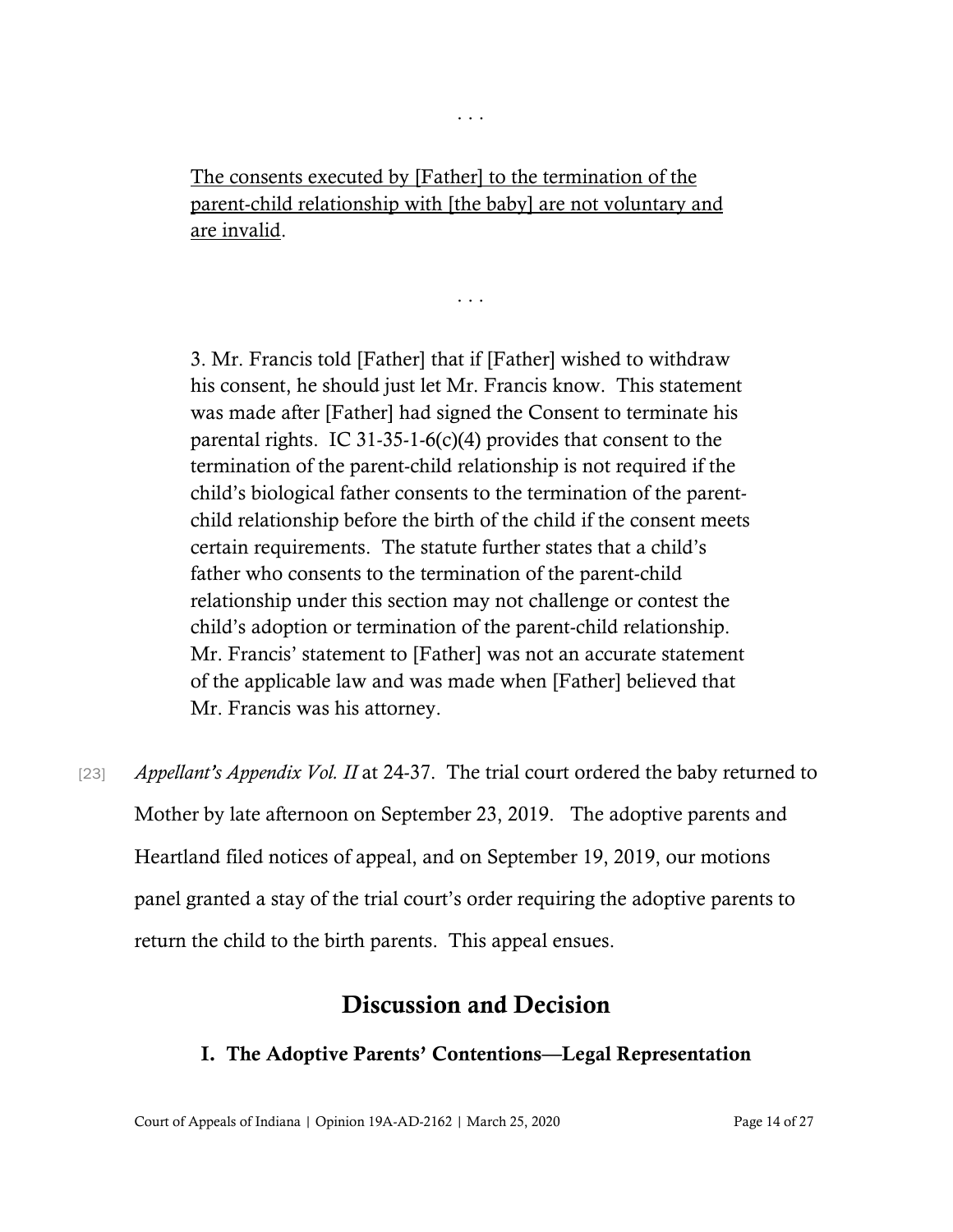. . .

> <u>The consents executed by [Father] to the termination of the parent-child relationship with [the baby] are not voluntary and are invalid</u>.

. . .

> 3. Mr. Francis told [Father] that if [Father] wished to withdraw his consent, he should just let Mr. Francis know. This statement was made after [Father] had signed the Consent to terminate his parental rights. IC 31-35-1-6(c)(4) provides that consent to the termination of the parent-child relationship is not required if the child's biological father consents to the termination of the parent-child relationship before the birth of the child if the consent meets certain requirements. The statute further states that a child's father who consents to the termination of the parent-child relationship under this section may not challenge or contest the child's adoption or termination of the parent-child relationship. Mr. Francis' statement to [Father] was not an accurate statement of the applicable law and was made when [Father] believed that Mr. Francis was his attorney.

[23] *Appellant's Appendix Vol. II* at 24-37. The trial court ordered the baby returned to Mother by late afternoon on September 23, 2019. The adoptive parents and Heartland filed notices of appeal, and on September 19, 2019, our motions panel granted a stay of the trial court's order requiring the adoptive parents to return the child to the birth parents. This appeal ensues.

## Discussion and Decision

### I. The Adoptive Parents' Contentions—Legal Representation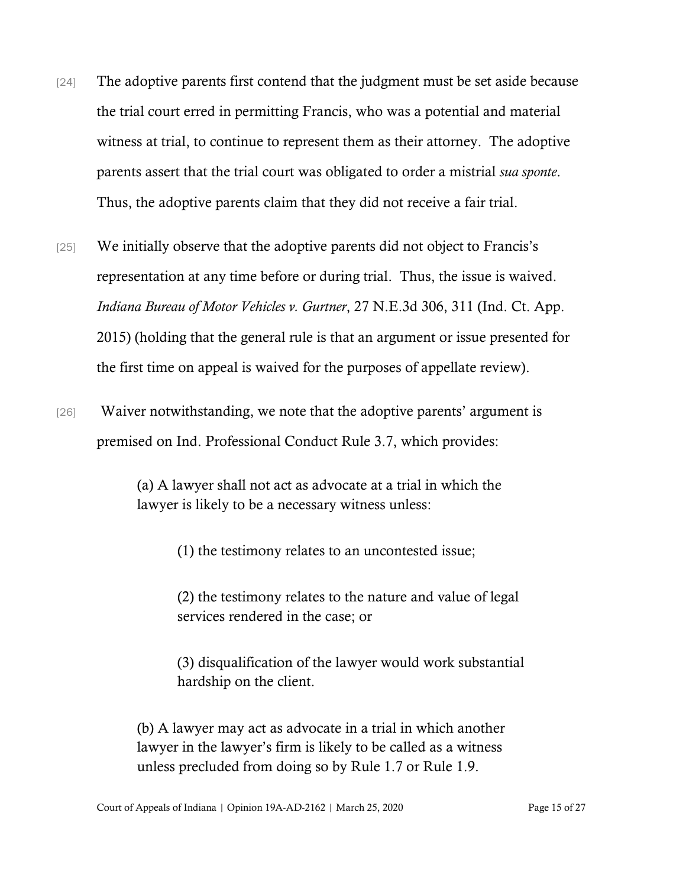[24] The adoptive parents first contend that the judgment must be set aside because the trial court erred in permitting Francis, who was a potential and material witness at trial, to continue to represent them as their attorney. The adoptive parents assert that the trial court was obligated to order a mistrial *sua sponte*. Thus, the adoptive parents claim that they did not receive a fair trial.

[25] We initially observe that the adoptive parents did not object to Francis's representation at any time before or during trial. Thus, the issue is waived. *Indiana Bureau of Motor Vehicles v. Gurtner*, 27 N.E.3d 306, 311 (Ind. Ct. App. 2015) (holding that the general rule is that an argument or issue presented for the first time on appeal is waived for the purposes of appellate review).

[26] Waiver notwithstanding, we note that the adoptive parents' argument is premised on Ind. Professional Conduct Rule 3.7, which provides:

> (a) A lawyer shall not act as advocate at a trial in which the lawyer is likely to be a necessary witness unless:
>
> > (1) the testimony relates to an uncontested issue;
> >
> > (2) the testimony relates to the nature and value of legal services rendered in the case; or
> >
> > (3) disqualification of the lawyer would work substantial hardship on the client.
>
> (b) A lawyer may act as advocate in a trial in which another lawyer in the lawyer's firm is likely to be called as a witness unless precluded from doing so by Rule 1.7 or Rule 1.9.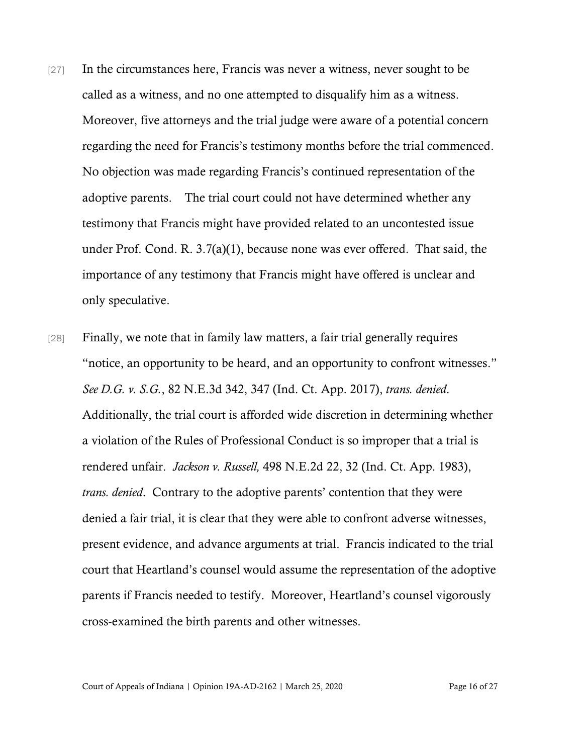[27] In the circumstances here, Francis was never a witness, never sought to be called as a witness, and no one attempted to disqualify him as a witness. Moreover, five attorneys and the trial judge were aware of a potential concern regarding the need for Francis's testimony months before the trial commenced. No objection was made regarding Francis's continued representation of the adoptive parents. The trial court could not have determined whether any testimony that Francis might have provided related to an uncontested issue under Prof. Cond. R. 3.7(a)(1), because none was ever offered. That said, the importance of any testimony that Francis might have offered is unclear and only speculative.

[28] Finally, we note that in family law matters, a fair trial generally requires "notice, an opportunity to be heard, and an opportunity to confront witnesses." *See D.G. v. S.G.*, 82 N.E.3d 342, 347 (Ind. Ct. App. 2017), *trans. denied*. Additionally, the trial court is afforded wide discretion in determining whether a violation of the Rules of Professional Conduct is so improper that a trial is rendered unfair. *Jackson v. Russell,* 498 N.E.2d 22, 32 (Ind. Ct. App. 1983), *trans. denied*. Contrary to the adoptive parents' contention that they were denied a fair trial, it is clear that they were able to confront adverse witnesses, present evidence, and advance arguments at trial. Francis indicated to the trial court that Heartland's counsel would assume the representation of the adoptive parents if Francis needed to testify. Moreover, Heartland's counsel vigorously cross-examined the birth parents and other witnesses.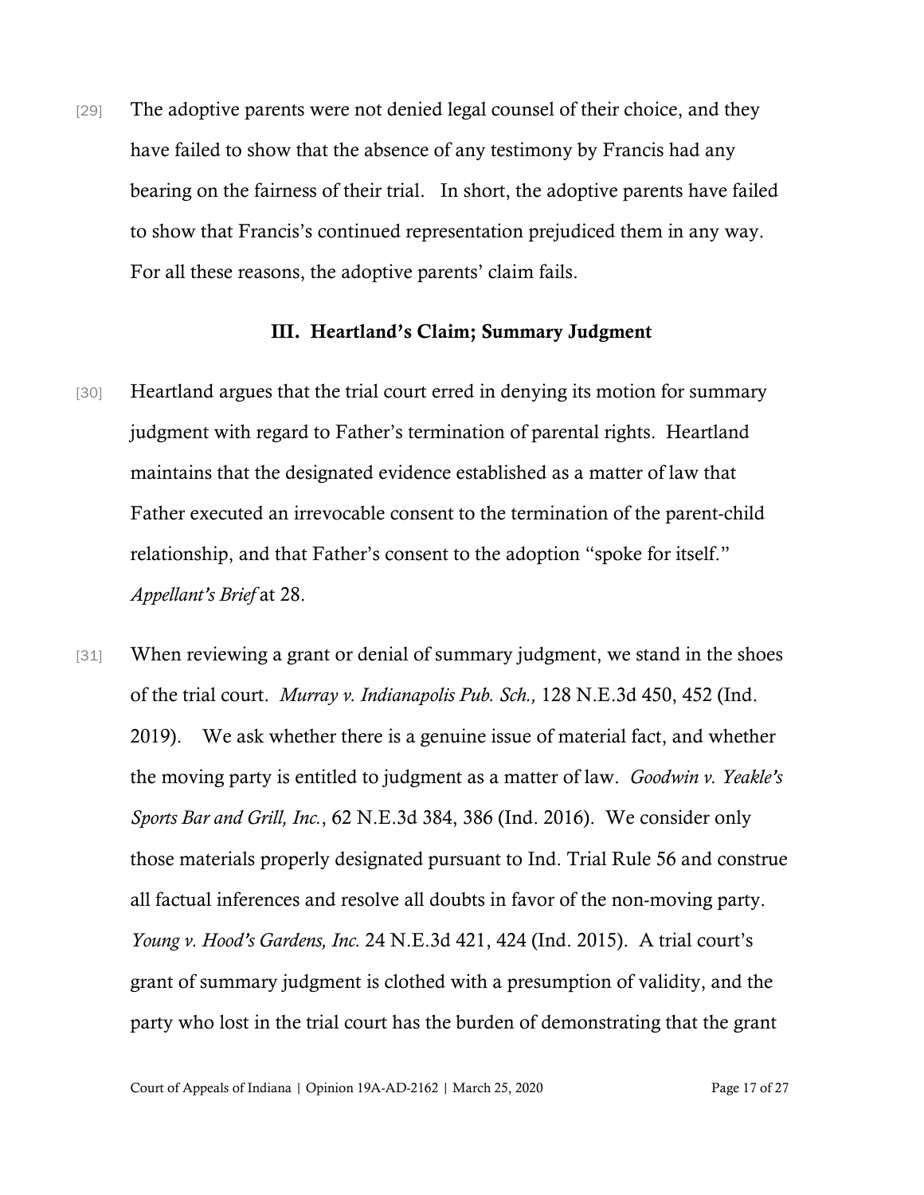[29] The adoptive parents were not denied legal counsel of their choice, and they have failed to show that the absence of any testimony by Francis had any bearing on the fairness of their trial. In short, the adoptive parents have failed to show that Francis's continued representation prejudiced them in any way. For all these reasons, the adoptive parents' claim fails.

### III. Heartland's Claim; Summary Judgment

[30] Heartland argues that the trial court erred in denying its motion for summary judgment with regard to Father's termination of parental rights. Heartland maintains that the designated evidence established as a matter of law that Father executed an irrevocable consent to the termination of the parent-child relationship, and that Father's consent to the adoption "spoke for itself." *Appellant's Brief* at 28.

[31] When reviewing a grant or denial of summary judgment, we stand in the shoes of the trial court. *Murray v. Indianapolis Pub. Sch.,* 128 N.E.3d 450, 452 (Ind. 2019). We ask whether there is a genuine issue of material fact, and whether the moving party is entitled to judgment as a matter of law. *Goodwin v. Yeakle's Sports Bar and Grill, Inc.*, 62 N.E.3d 384, 386 (Ind. 2016). We consider only those materials properly designated pursuant to Ind. Trial Rule 56 and construe all factual inferences and resolve all doubts in favor of the non-moving party. *Young v. Hood's Gardens, Inc.* 24 N.E.3d 421, 424 (Ind. 2015). A trial court's grant of summary judgment is clothed with a presumption of validity, and the party who lost in the trial court has the burden of demonstrating that the grant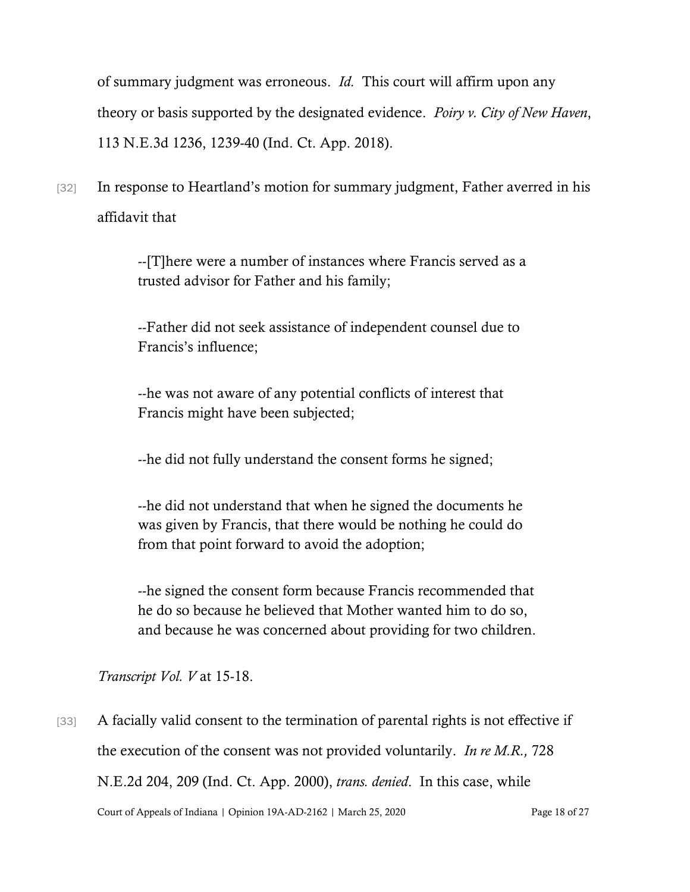of summary judgment was erroneous. *Id.* This court will affirm upon any theory or basis supported by the designated evidence. *Poiry v. City of New Haven*, 113 N.E.3d 1236, 1239-40 (Ind. Ct. App. 2018).

[32] In response to Heartland's motion for summary judgment, Father averred in his affidavit that

> --[T]here were a number of instances where Francis served as a trusted advisor for Father and his family;
>
> --Father did not seek assistance of independent counsel due to Francis's influence;
>
> --he was not aware of any potential conflicts of interest that Francis might have been subjected;
>
> --he did not fully understand the consent forms he signed;
>
> --he did not understand that when he signed the documents he was given by Francis, that there would be nothing he could do from that point forward to avoid the adoption;
>
> --he signed the consent form because Francis recommended that he do so because he believed that Mother wanted him to do so, and because he was concerned about providing for two children.

*Transcript Vol. V* at 15-18.

[33] A facially valid consent to the termination of parental rights is not effective if the execution of the consent was not provided voluntarily. *In re M.R.,* 728 N.E.2d 204, 209 (Ind. Ct. App. 2000), *trans. denied*. In this case, while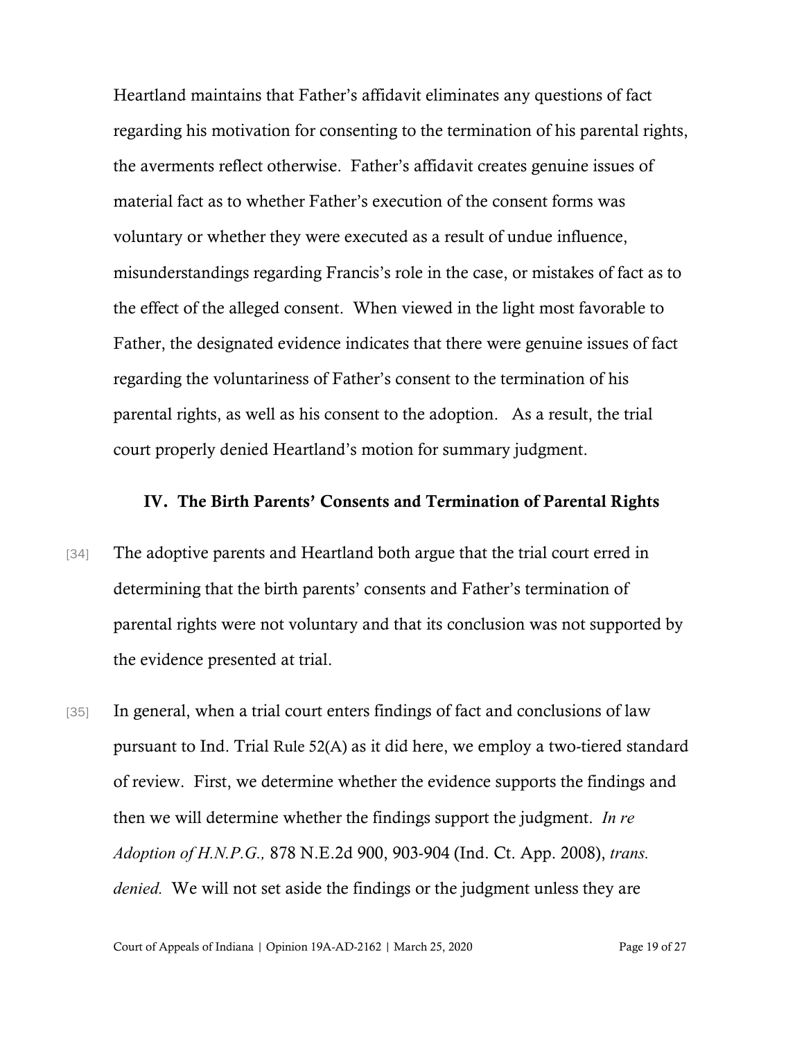Heartland maintains that Father's affidavit eliminates any questions of fact regarding his motivation for consenting to the termination of his parental rights, the averments reflect otherwise. Father's affidavit creates genuine issues of material fact as to whether Father's execution of the consent forms was voluntary or whether they were executed as a result of undue influence, misunderstandings regarding Francis's role in the case, or mistakes of fact as to the effect of the alleged consent. When viewed in the light most favorable to Father, the designated evidence indicates that there were genuine issues of fact regarding the voluntariness of Father's consent to the termination of his parental rights, as well as his consent to the adoption. As a result, the trial court properly denied Heartland's motion for summary judgment.

### IV. The Birth Parents' Consents and Termination of Parental Rights

[34] The adoptive parents and Heartland both argue that the trial court erred in determining that the birth parents' consents and Father's termination of parental rights were not voluntary and that its conclusion was not supported by the evidence presented at trial.

[35] In general, when a trial court enters findings of fact and conclusions of law pursuant to Ind. Trial Rule 52(A) as it did here, we employ a two-tiered standard of review. First, we determine whether the evidence supports the findings and then we will determine whether the findings support the judgment. *In re Adoption of H.N.P.G.,* 878 N.E.2d 900, 903-904 (Ind. Ct. App. 2008), *trans. denied.* We will not set aside the findings or the judgment unless they are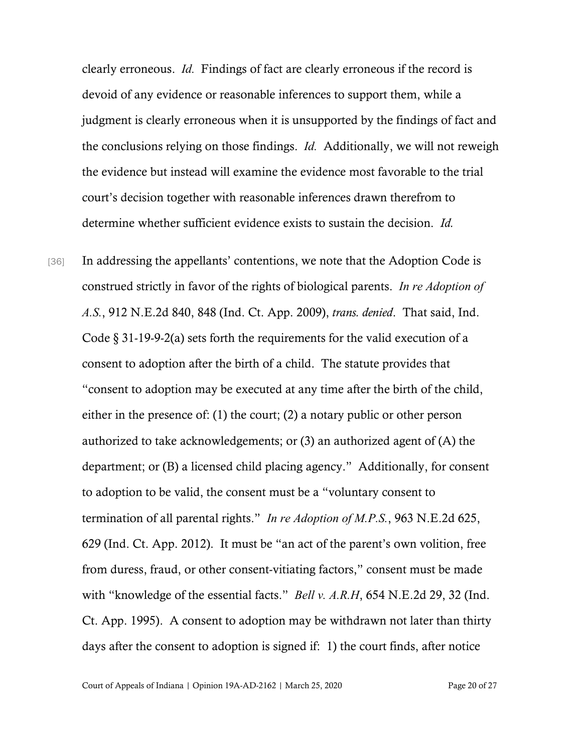clearly erroneous. *Id.* Findings of fact are clearly erroneous if the record is devoid of any evidence or reasonable inferences to support them, while a judgment is clearly erroneous when it is unsupported by the findings of fact and the conclusions relying on those findings. *Id.* Additionally, we will not reweigh the evidence but instead will examine the evidence most favorable to the trial court's decision together with reasonable inferences drawn therefrom to determine whether sufficient evidence exists to sustain the decision. *Id.*

[36] In addressing the appellants' contentions, we note that the Adoption Code is construed strictly in favor of the rights of biological parents. *In re Adoption of A.S.*, 912 N.E.2d 840, 848 (Ind. Ct. App. 2009), *trans. denied*. That said, Ind. Code § 31-19-9-2(a) sets forth the requirements for the valid execution of a consent to adoption after the birth of a child. The statute provides that "consent to adoption may be executed at any time after the birth of the child, either in the presence of: (1) the court; (2) a notary public or other person authorized to take acknowledgements; or (3) an authorized agent of (A) the department; or (B) a licensed child placing agency." Additionally, for consent to adoption to be valid, the consent must be a "voluntary consent to termination of all parental rights." *In re Adoption of M.P.S.*, 963 N.E.2d 625, 629 (Ind. Ct. App. 2012). It must be "an act of the parent's own volition, free from duress, fraud, or other consent-vitiating factors," consent must be made with "knowledge of the essential facts." *Bell v. A.R.H*, 654 N.E.2d 29, 32 (Ind. Ct. App. 1995). A consent to adoption may be withdrawn not later than thirty days after the consent to adoption is signed if: 1) the court finds, after notice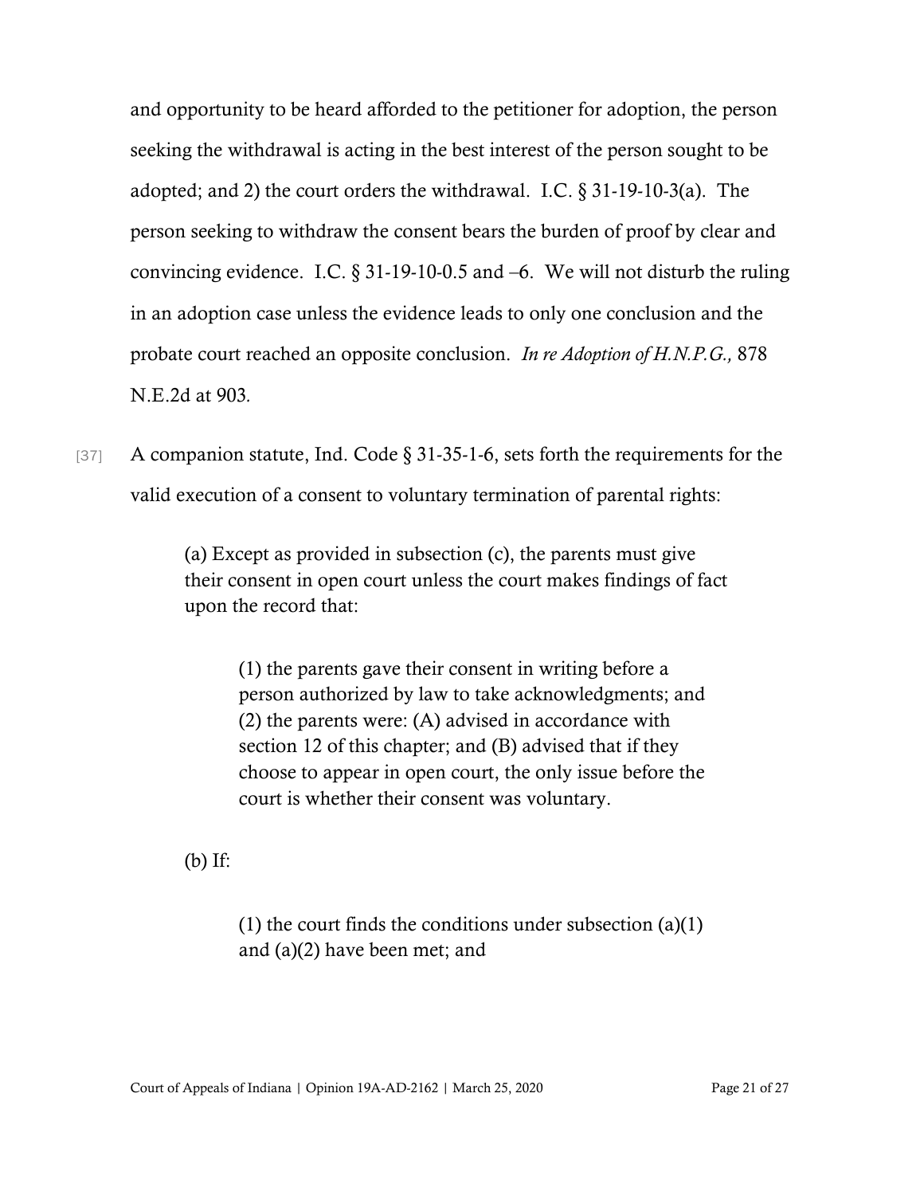and opportunity to be heard afforded to the petitioner for adoption, the person seeking the withdrawal is acting in the best interest of the person sought to be adopted; and 2) the court orders the withdrawal. I.C. § 31-19-10-3(a). The person seeking to withdraw the consent bears the burden of proof by clear and convincing evidence. I.C. § 31-19-10-0.5 and –6. We will not disturb the ruling in an adoption case unless the evidence leads to only one conclusion and the probate court reached an opposite conclusion. *In re Adoption of H.N.P.G.,* 878 N.E.2d at 903.

[37] A companion statute, Ind. Code § 31-35-1-6, sets forth the requirements for the valid execution of a consent to voluntary termination of parental rights:

> (a) Except as provided in subsection (c), the parents must give their consent in open court unless the court makes findings of fact upon the record that:
>
> > (1) the parents gave their consent in writing before a person authorized by law to take acknowledgments; and (2) the parents were: (A) advised in accordance with section 12 of this chapter; and (B) advised that if they choose to appear in open court, the only issue before the court is whether their consent was voluntary.
>
> (b) If:
>
> > (1) the court finds the conditions under subsection (a)(1) and (a)(2) have been met; and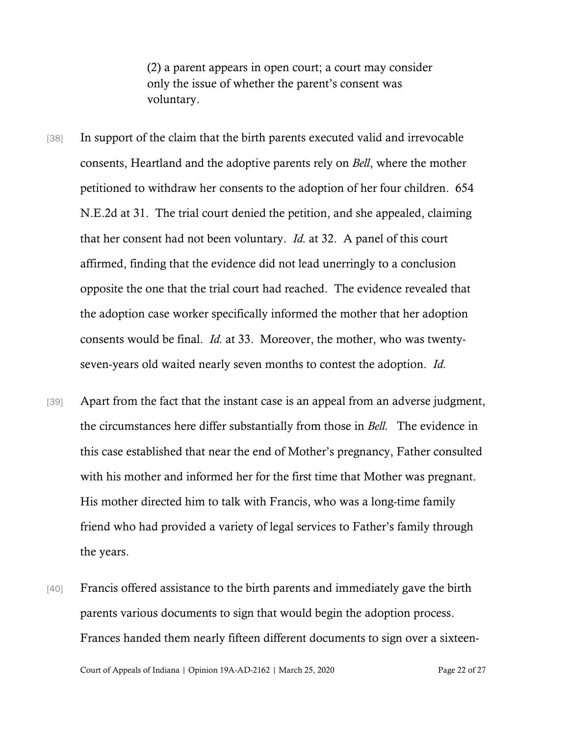(2) a parent appears in open court; a court may consider only the issue of whether the parent's consent was voluntary.

[38] In support of the claim that the birth parents executed valid and irrevocable consents, Heartland and the adoptive parents rely on *Bell*, where the mother petitioned to withdraw her consents to the adoption of her four children. 654 N.E.2d at 31. The trial court denied the petition, and she appealed, claiming that her consent had not been voluntary. *Id.* at 32. A panel of this court affirmed, finding that the evidence did not lead unerringly to a conclusion opposite the one that the trial court had reached. The evidence revealed that the adoption case worker specifically informed the mother that her adoption consents would be final. *Id.* at 33. Moreover, the mother, who was twenty-seven-years old waited nearly seven months to contest the adoption. *Id.*

[39] Apart from the fact that the instant case is an appeal from an adverse judgment, the circumstances here differ substantially from those in *Bell.* The evidence in this case established that near the end of Mother's pregnancy, Father consulted with his mother and informed her for the first time that Mother was pregnant. His mother directed him to talk with Francis, who was a long-time family friend who had provided a variety of legal services to Father's family through the years.

[40] Francis offered assistance to the birth parents and immediately gave the birth parents various documents to sign that would begin the adoption process. Frances handed them nearly fifteen different documents to sign over a sixteen-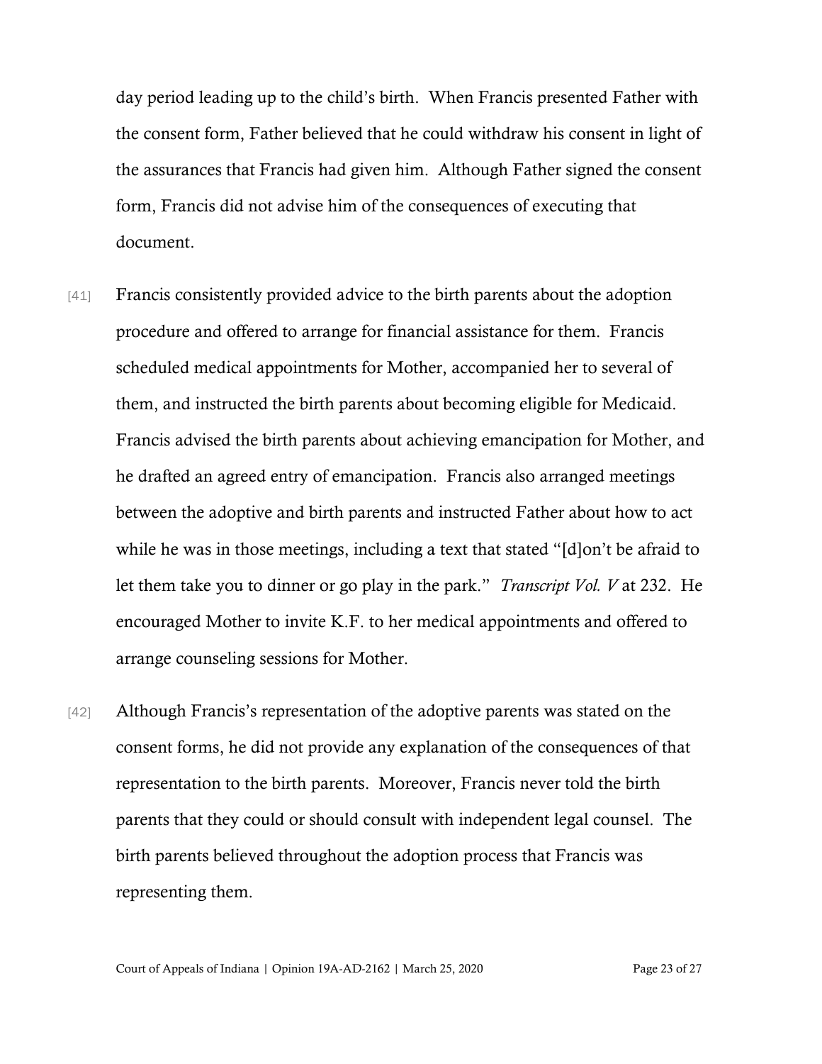day period leading up to the child's birth. When Francis presented Father with the consent form, Father believed that he could withdraw his consent in light of the assurances that Francis had given him. Although Father signed the consent form, Francis did not advise him of the consequences of executing that document.

[41] Francis consistently provided advice to the birth parents about the adoption procedure and offered to arrange for financial assistance for them. Francis scheduled medical appointments for Mother, accompanied her to several of them, and instructed the birth parents about becoming eligible for Medicaid. Francis advised the birth parents about achieving emancipation for Mother, and he drafted an agreed entry of emancipation. Francis also arranged meetings between the adoptive and birth parents and instructed Father about how to act while he was in those meetings, including a text that stated "[d]on't be afraid to let them take you to dinner or go play in the park." *Transcript Vol. V* at 232. He encouraged Mother to invite K.F. to her medical appointments and offered to arrange counseling sessions for Mother.

[42] Although Francis's representation of the adoptive parents was stated on the consent forms, he did not provide any explanation of the consequences of that representation to the birth parents. Moreover, Francis never told the birth parents that they could or should consult with independent legal counsel. The birth parents believed throughout the adoption process that Francis was representing them.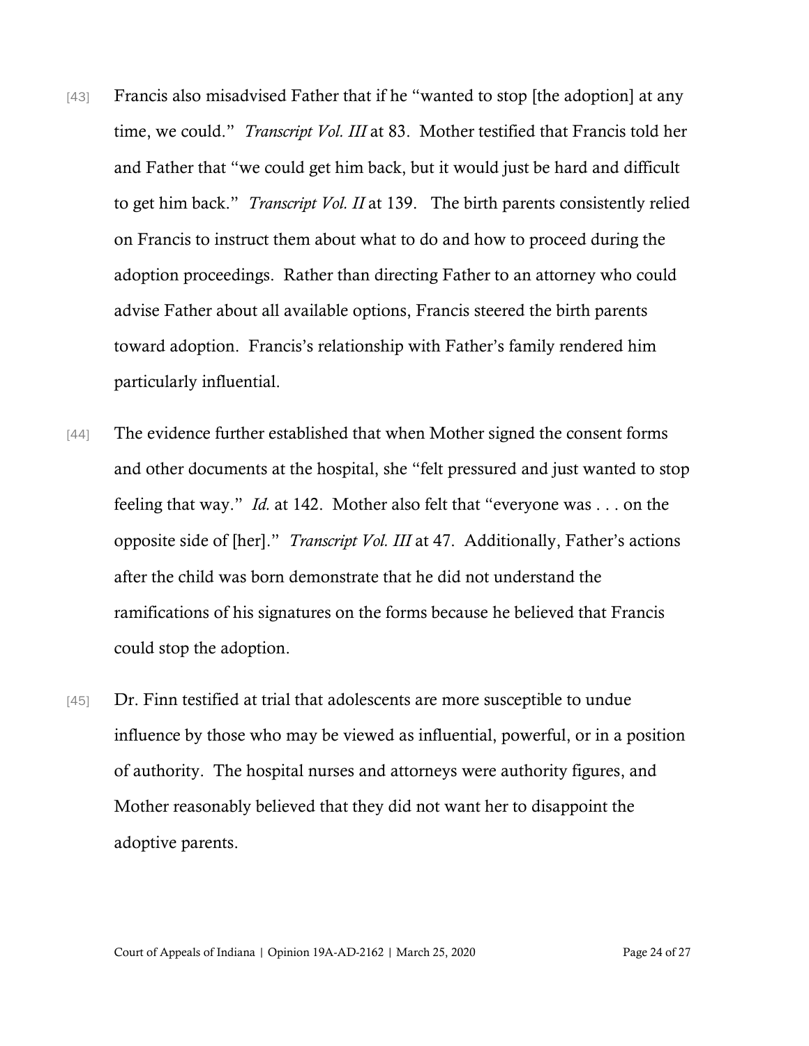[43] Francis also misadvised Father that if he "wanted to stop [the adoption] at any time, we could." *Transcript Vol. III* at 83. Mother testified that Francis told her and Father that "we could get him back, but it would just be hard and difficult to get him back." *Transcript Vol. II* at 139. The birth parents consistently relied on Francis to instruct them about what to do and how to proceed during the adoption proceedings. Rather than directing Father to an attorney who could advise Father about all available options, Francis steered the birth parents toward adoption. Francis's relationship with Father's family rendered him particularly influential.

[44] The evidence further established that when Mother signed the consent forms and other documents at the hospital, she "felt pressured and just wanted to stop feeling that way." *Id.* at 142. Mother also felt that "everyone was . . . on the opposite side of [her]." *Transcript Vol. III* at 47. Additionally, Father's actions after the child was born demonstrate that he did not understand the ramifications of his signatures on the forms because he believed that Francis could stop the adoption.

[45] Dr. Finn testified at trial that adolescents are more susceptible to undue influence by those who may be viewed as influential, powerful, or in a position of authority. The hospital nurses and attorneys were authority figures, and Mother reasonably believed that they did not want her to disappoint the adoptive parents.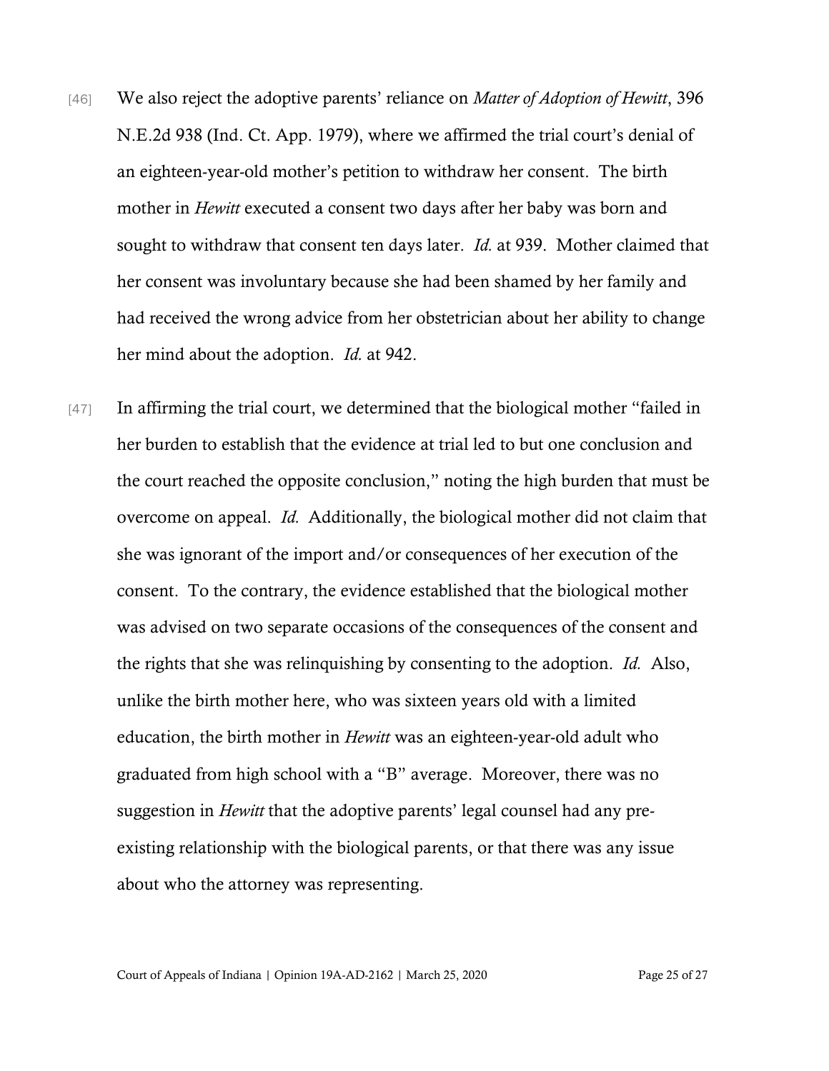[46] We also reject the adoptive parents' reliance on *Matter of Adoption of Hewitt*, 396 N.E.2d 938 (Ind. Ct. App. 1979), where we affirmed the trial court's denial of an eighteen-year-old mother's petition to withdraw her consent. The birth mother in *Hewitt* executed a consent two days after her baby was born and sought to withdraw that consent ten days later. *Id.* at 939. Mother claimed that her consent was involuntary because she had been shamed by her family and had received the wrong advice from her obstetrician about her ability to change her mind about the adoption. *Id.* at 942.

[47] In affirming the trial court, we determined that the biological mother "failed in her burden to establish that the evidence at trial led to but one conclusion and the court reached the opposite conclusion," noting the high burden that must be overcome on appeal. *Id.* Additionally, the biological mother did not claim that she was ignorant of the import and/or consequences of her execution of the consent. To the contrary, the evidence established that the biological mother was advised on two separate occasions of the consequences of the consent and the rights that she was relinquishing by consenting to the adoption. *Id.* Also, unlike the birth mother here, who was sixteen years old with a limited education, the birth mother in *Hewitt* was an eighteen-year-old adult who graduated from high school with a "B" average. Moreover, there was no suggestion in *Hewitt* that the adoptive parents' legal counsel had any pre-existing relationship with the biological parents, or that there was any issue about who the attorney was representing.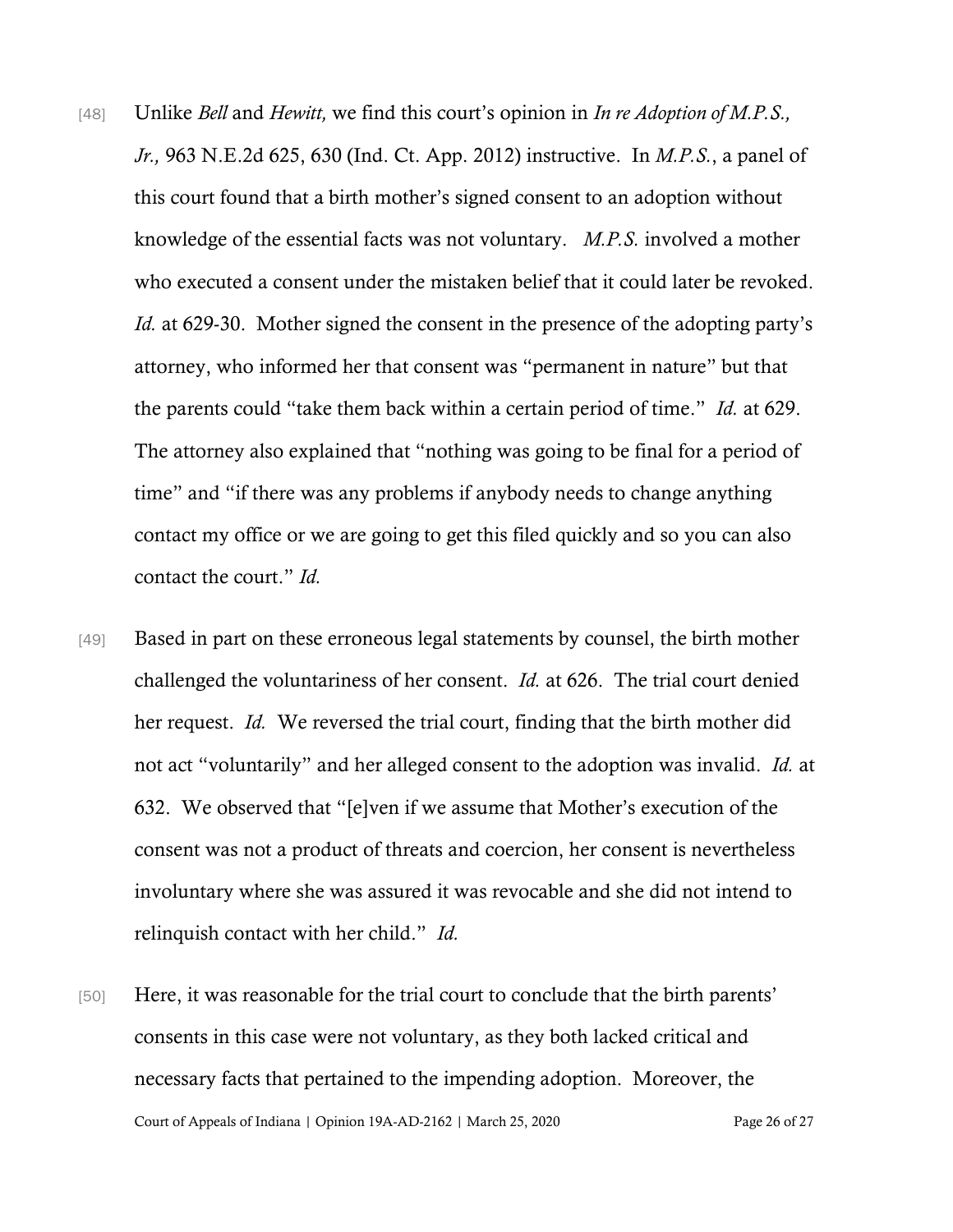[48] Unlike *Bell* and *Hewitt,* we find this court's opinion in *In re Adoption of M.P.S., Jr.,* 963 N.E.2d 625, 630 (Ind. Ct. App. 2012) instructive. In *M.P.S.*, a panel of this court found that a birth mother's signed consent to an adoption without knowledge of the essential facts was not voluntary. *M.P.S.* involved a mother who executed a consent under the mistaken belief that it could later be revoked. *Id.* at 629-30. Mother signed the consent in the presence of the adopting party's attorney, who informed her that consent was "permanent in nature" but that the parents could "take them back within a certain period of time." *Id.* at 629. The attorney also explained that "nothing was going to be final for a period of time" and "if there was any problems if anybody needs to change anything contact my office or we are going to get this filed quickly and so you can also contact the court." *Id.*

[49] Based in part on these erroneous legal statements by counsel, the birth mother challenged the voluntariness of her consent. *Id.* at 626. The trial court denied her request. *Id.* We reversed the trial court, finding that the birth mother did not act "voluntarily" and her alleged consent to the adoption was invalid. *Id.* at 632. We observed that "[e]ven if we assume that Mother's execution of the consent was not a product of threats and coercion, her consent is nevertheless involuntary where she was assured it was revocable and she did not intend to relinquish contact with her child." *Id.*

[50] Here, it was reasonable for the trial court to conclude that the birth parents' consents in this case were not voluntary, as they both lacked critical and necessary facts that pertained to the impending adoption. Moreover, the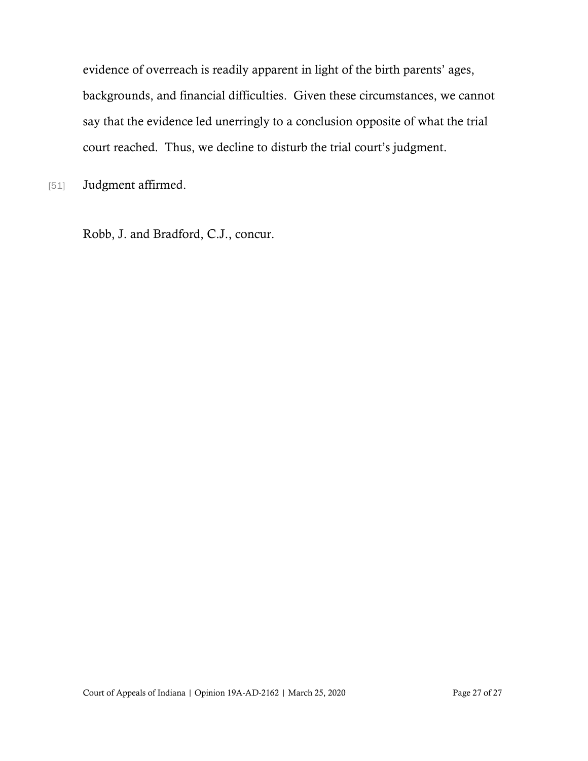evidence of overreach is readily apparent in light of the birth parents' ages, backgrounds, and financial difficulties. Given these circumstances, we cannot say that the evidence led unerringly to a conclusion opposite of what the trial court reached. Thus, we decline to disturb the trial court's judgment.

[51] Judgment affirmed.

Robb, J. and Bradford, C.J., concur.